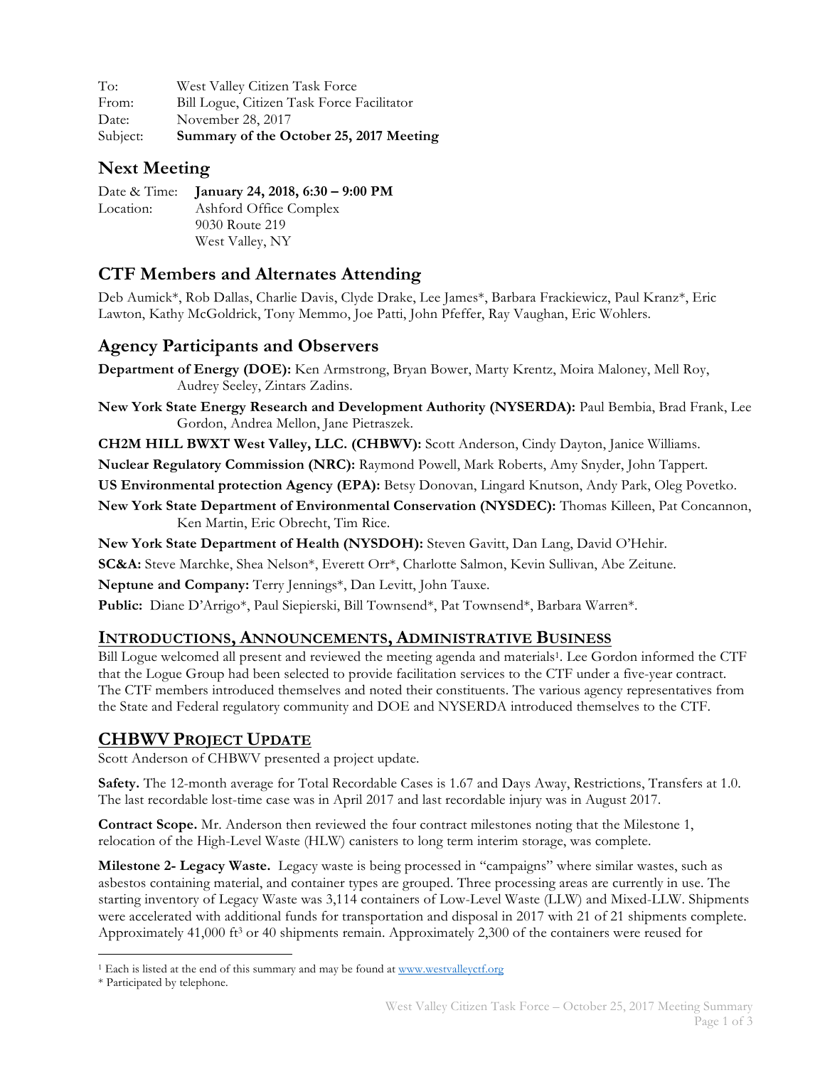To: West Valley Citizen Task Force
From: Bill Logue, Citizen Task Force Facilitator
Date: November 28, 2017
Subject: **Summary of the October 25, 2017 Meeting**

## Next Meeting

Date & Time: **January 24, 2018, 6:30 – 9:00 PM**
Location: Ashford Office Complex
9030 Route 219
West Valley, NY

## CTF Members and Alternates Attending

Deb Aumick*, Rob Dallas, Charlie Davis, Clyde Drake, Lee James*, Barbara Frackiewicz, Paul Kranz*, Eric Lawton, Kathy McGoldrick, Tony Memmo, Joe Patti, John Pfeffer, Ray Vaughan, Eric Wohlers.

## Agency Participants and Observers

**Department of Energy (DOE):** Ken Armstrong, Bryan Bower, Marty Krentz, Moira Maloney, Mell Roy, Audrey Seeley, Zintars Zadins.

**New York State Energy Research and Development Authority (NYSERDA):** Paul Bembia, Brad Frank, Lee Gordon, Andrea Mellon, Jane Pietraszek.

**CH2M HILL BWXT West Valley, LLC. (CHBWV):** Scott Anderson, Cindy Dayton, Janice Williams.

**Nuclear Regulatory Commission (NRC):** Raymond Powell, Mark Roberts, Amy Snyder, John Tappert.

**US Environmental protection Agency (EPA):** Betsy Donovan, Lingard Knutson, Andy Park, Oleg Povetko.

**New York State Department of Environmental Conservation (NYSDEC):** Thomas Killeen, Pat Concannon, Ken Martin, Eric Obrecht, Tim Rice.

**New York State Department of Health (NYSDOH):** Steven Gavitt, Dan Lang, David O'Hehir.

**SC&A:** Steve Marchke, Shea Nelson*, Everett Orr*, Charlotte Salmon, Kevin Sullivan, Abe Zeitune.

**Neptune and Company:** Terry Jennings*, Dan Levitt, John Tauxe.

**Public:** Diane D'Arrigo*, Paul Siepierski, Bill Townsend*, Pat Townsend*, Barbara Warren*.

## Introductions, Announcements, Administrative Business

Bill Logue welcomed all present and reviewed the meeting agenda and materials[1]. Lee Gordon informed the CTF that the Logue Group had been selected to provide facilitation services to the CTF under a five-year contract. The CTF members introduced themselves and noted their constituents. The various agency representatives from the State and Federal regulatory community and DOE and NYSERDA introduced themselves to the CTF.

## CHBWV Project Update

Scott Anderson of CHBWV presented a project update.

**Safety.** The 12-month average for Total Recordable Cases is 1.67 and Days Away, Restrictions, Transfers at 1.0. The last recordable lost-time case was in April 2017 and last recordable injury was in August 2017.

**Contract Scope.** Mr. Anderson then reviewed the four contract milestones noting that the Milestone 1, relocation of the High-Level Waste (HLW) canisters to long term interim storage, was complete.

**Milestone 2- Legacy Waste.** Legacy waste is being processed in "campaigns" where similar wastes, such as asbestos containing material, and container types are grouped. Three processing areas are currently in use. The starting inventory of Legacy Waste was 3,114 containers of Low-Level Waste (LLW) and Mixed-LLW. Shipments were accelerated with additional funds for transportation and disposal in 2017 with 21 of 21 shipments complete. Approximately 41,000 ft$^3$ or 40 shipments remain. Approximately 2,300 of the containers were reused for

---

[1] Each is listed at the end of this summary and may be found at www.westvalleyctf.org

* Participated by telephone.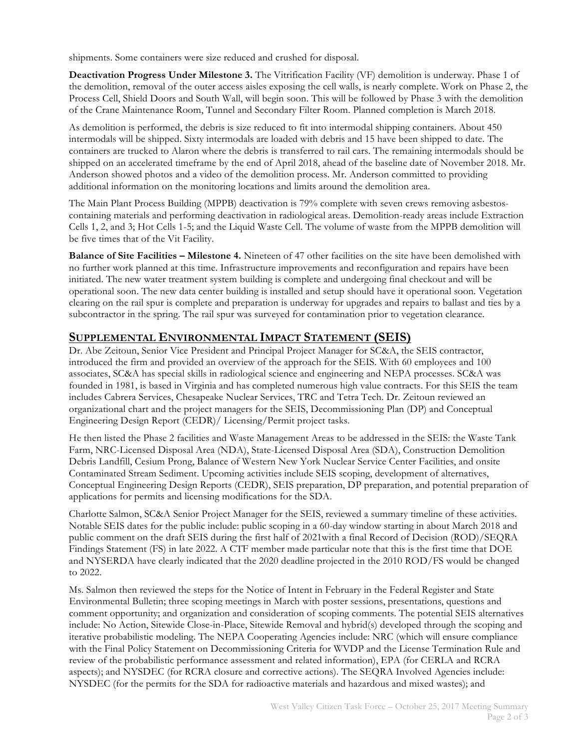shipments. Some containers were size reduced and crushed for disposal.

**Deactivation Progress Under Milestone 3.** The Vitrification Facility (VF) demolition is underway. Phase 1 of the demolition, removal of the outer access aisles exposing the cell walls, is nearly complete. Work on Phase 2, the Process Cell, Shield Doors and South Wall, will begin soon. This will be followed by Phase 3 with the demolition of the Crane Maintenance Room, Tunnel and Secondary Filter Room. Planned completion is March 2018.

As demolition is performed, the debris is size reduced to fit into intermodal shipping containers. About 450 intermodals will be shipped. Sixty intermodals are loaded with debris and 15 have been shipped to date. The containers are trucked to Alaron where the debris is transferred to rail cars. The remaining intermodals should be shipped on an accelerated timeframe by the end of April 2018, ahead of the baseline date of November 2018. Mr. Anderson showed photos and a video of the demolition process. Mr. Anderson committed to providing additional information on the monitoring locations and limits around the demolition area.

The Main Plant Process Building (MPPB) deactivation is 79% complete with seven crews removing asbestos-containing materials and performing deactivation in radiological areas. Demolition-ready areas include Extraction Cells 1, 2, and 3; Hot Cells 1-5; and the Liquid Waste Cell. The volume of waste from the MPPB demolition will be five times that of the Vit Facility.

**Balance of Site Facilities – Milestone 4.** Nineteen of 47 other facilities on the site have been demolished with no further work planned at this time. Infrastructure improvements and reconfiguration and repairs have been initiated. The new water treatment system building is complete and undergoing final checkout and will be operational soon. The new data center building is installed and setup should have it operational soon. Vegetation clearing on the rail spur is complete and preparation is underway for upgrades and repairs to ballast and ties by a subcontractor in the spring. The rail spur was surveyed for contamination prior to vegetation clearance.

## SUPPLEMENTAL ENVIRONMENTAL IMPACT STATEMENT (SEIS)

Dr. Abe Zeitoun, Senior Vice President and Principal Project Manager for SC&A, the SEIS contractor, introduced the firm and provided an overview of the approach for the SEIS. With 60 employees and 100 associates, SC&A has special skills in radiological science and engineering and NEPA processes. SC&A was founded in 1981, is based in Virginia and has completed numerous high value contracts. For this SEIS the team includes Cabrera Services, Chesapeake Nuclear Services, TRC and Tetra Tech. Dr. Zeitoun reviewed an organizational chart and the project managers for the SEIS, Decommissioning Plan (DP) and Conceptual Engineering Design Report (CEDR)/ Licensing/Permit project tasks.

He then listed the Phase 2 facilities and Waste Management Areas to be addressed in the SEIS: the Waste Tank Farm, NRC-Licensed Disposal Area (NDA), State-Licensed Disposal Area (SDA), Construction Demolition Debris Landfill, Cesium Prong, Balance of Western New York Nuclear Service Center Facilities, and onsite Contaminated Stream Sediment. Upcoming activities include SEIS scoping, development of alternatives, Conceptual Engineering Design Reports (CEDR), SEIS preparation, DP preparation, and potential preparation of applications for permits and licensing modifications for the SDA.

Charlotte Salmon, SC&A Senior Project Manager for the SEIS, reviewed a summary timeline of these activities. Notable SEIS dates for the public include: public scoping in a 60-day window starting in about March 2018 and public comment on the draft SEIS during the first half of 2021with a final Record of Decision (ROD)/SEQRA Findings Statement (FS) in late 2022. A CTF member made particular note that this is the first time that DOE and NYSERDA have clearly indicated that the 2020 deadline projected in the 2010 ROD/FS would be changed to 2022.

Ms. Salmon then reviewed the steps for the Notice of Intent in February in the Federal Register and State Environmental Bulletin; three scoping meetings in March with poster sessions, presentations, questions and comment opportunity; and organization and consideration of scoping comments. The potential SEIS alternatives include: No Action, Sitewide Close-in-Place, Sitewide Removal and hybrid(s) developed through the scoping and iterative probabilistic modeling. The NEPA Cooperating Agencies include: NRC (which will ensure compliance with the Final Policy Statement on Decommissioning Criteria for WVDP and the License Termination Rule and review of the probabilistic performance assessment and related information), EPA (for CERLA and RCRA aspects); and NYSDEC (for RCRA closure and corrective actions). The SEQRA Involved Agencies include: NYSDEC (for the permits for the SDA for radioactive materials and hazardous and mixed wastes); and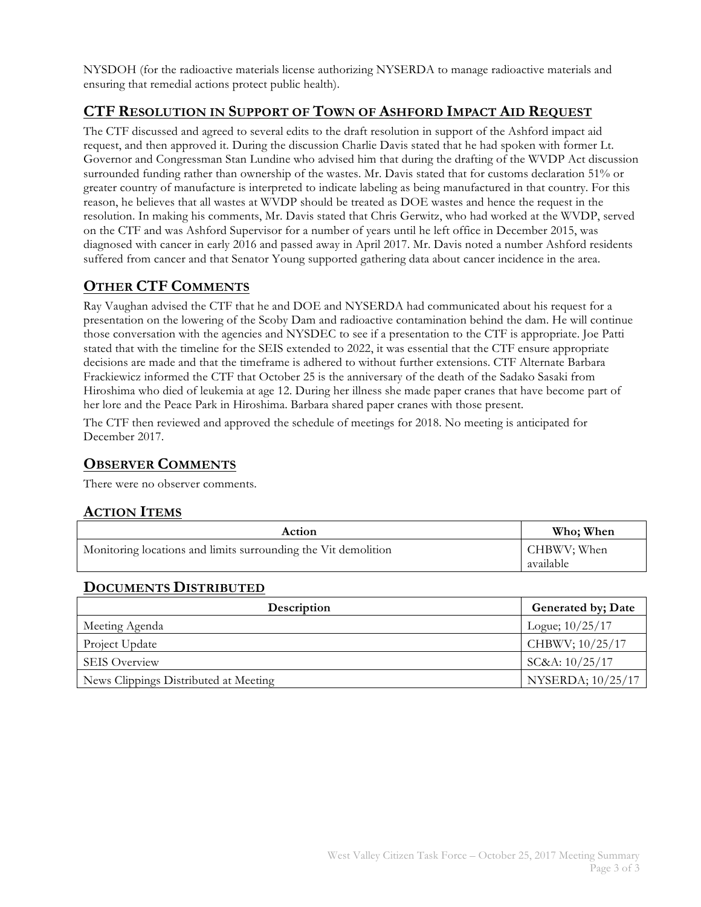NYSDOH (for the radioactive materials license authorizing NYSERDA to manage radioactive materials and ensuring that remedial actions protect public health).

## CTF Resolution in Support of Town of Ashford Impact Aid Request

The CTF discussed and agreed to several edits to the draft resolution in support of the Ashford impact aid request, and then approved it. During the discussion Charlie Davis stated that he had spoken with former Lt. Governor and Congressman Stan Lundine who advised him that during the drafting of the WVDP Act discussion surrounded funding rather than ownership of the wastes. Mr. Davis stated that for customs declaration 51% or greater country of manufacture is interpreted to indicate labeling as being manufactured in that country. For this reason, he believes that all wastes at WVDP should be treated as DOE wastes and hence the request in the resolution. In making his comments, Mr. Davis stated that Chris Gerwitz, who had worked at the WVDP, served on the CTF and was Ashford Supervisor for a number of years until he left office in December 2015, was diagnosed with cancer in early 2016 and passed away in April 2017. Mr. Davis noted a number Ashford residents suffered from cancer and that Senator Young supported gathering data about cancer incidence in the area.

## Other CTF Comments

Ray Vaughan advised the CTF that he and DOE and NYSERDA had communicated about his request for a presentation on the lowering of the Scoby Dam and radioactive contamination behind the dam. He will continue those conversation with the agencies and NYSDEC to see if a presentation to the CTF is appropriate. Joe Patti stated that with the timeline for the SEIS extended to 2022, it was essential that the CTF ensure appropriate decisions are made and that the timeframe is adhered to without further extensions. CTF Alternate Barbara Frackiewicz informed the CTF that October 25 is the anniversary of the death of the Sadako Sasaki from Hiroshima who died of leukemia at age 12. During her illness she made paper cranes that have become part of her lore and the Peace Park in Hiroshima. Barbara shared paper cranes with those present.

The CTF then reviewed and approved the schedule of meetings for 2018. No meeting is anticipated for December 2017.

## Observer Comments

There were no observer comments.

## Action Items

| Action | Who; When |
|---|---|
| Monitoring locations and limits surrounding the Vit demolition | CHBWV; When available |

## Documents Distributed

| Description | Generated by; Date |
|---|---|
| Meeting Agenda | Logue; 10/25/17 |
| Project Update | CHBWV; 10/25/17 |
| SEIS Overview | SC&A: 10/25/17 |
| News Clippings Distributed at Meeting | NYSERDA; 10/25/17 |